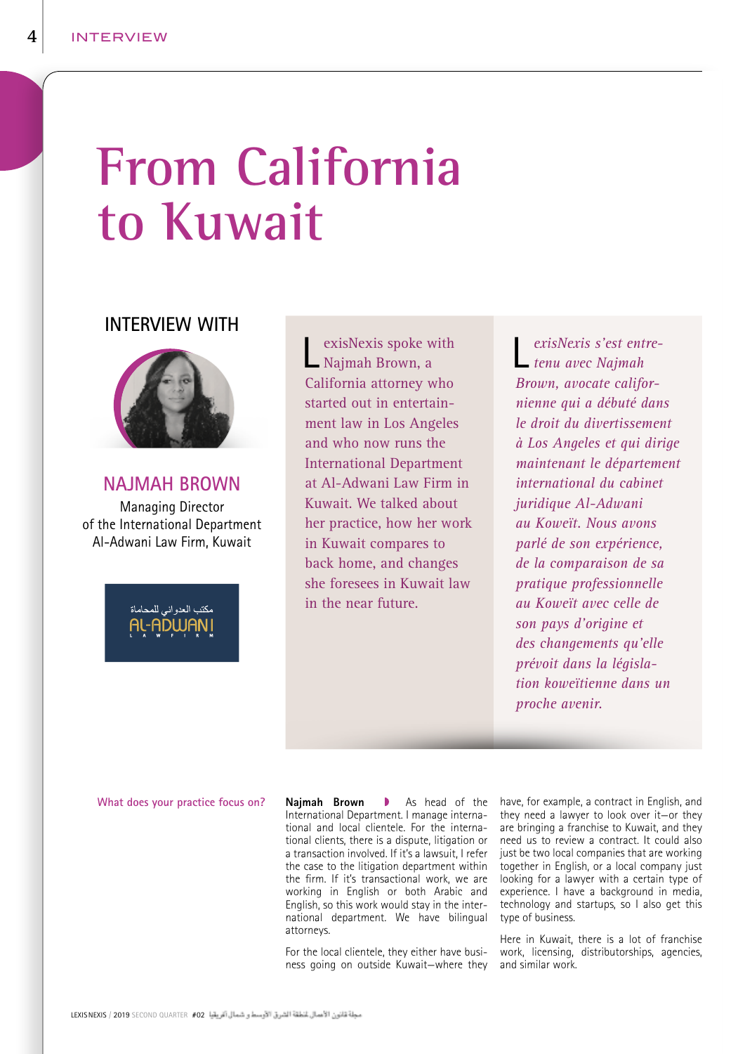# From California to Kuwait

## INTERVIEW WITH

### NAJMAH BROWN

Managing Director
of the International Department
Al-Adwani Law Firm, Kuwait

مكتب العدواني للمحاماة
AL-ADWANI
LAW FIRM

LexisNexis spoke with Najmah Brown, a California attorney who started out in entertainment law in Los Angeles and who now runs the International Department at Al-Adwani Law Firm in Kuwait. We talked about her practice, how her work in Kuwait compares to back home, and changes she foresees in Kuwait law in the near future.

*LexisNexis s'est entretenu avec Najmah Brown, avocate californienne qui a débuté dans le droit du divertissement à Los Angeles et qui dirige maintenant le département international du cabinet juridique Al-Adwani au Koweït. Nous avons parlé de son expérience, de la comparaison de sa pratique professionnelle au Koweït avec celle de son pays d'origine et des changements qu'elle prévoit dans la législation koweïtienne dans un proche avenir.*

**What does your practice focus on?**

**Najmah Brown** ◗ As head of the International Department. I manage international and local clientele. For the international clients, there is a dispute, litigation or a transaction involved. If it's a lawsuit, I refer the case to the litigation department within the firm. If it's transactional work, we are working in English or both Arabic and English, so this work would stay in the international department. We have bilingual attorneys.

For the local clientele, they either have business going on outside Kuwait—where they have, for example, a contract in English, and they need a lawyer to look over it—or they are bringing a franchise to Kuwait, and they need us to review a contract. It could also just be two local companies that are working together in English, or a local company just looking for a lawyer with a certain type of experience. I have a background in media, technology and startups, so I also get this type of business.

Here in Kuwait, there is a lot of franchise work, licensing, distributorships, agencies, and similar work.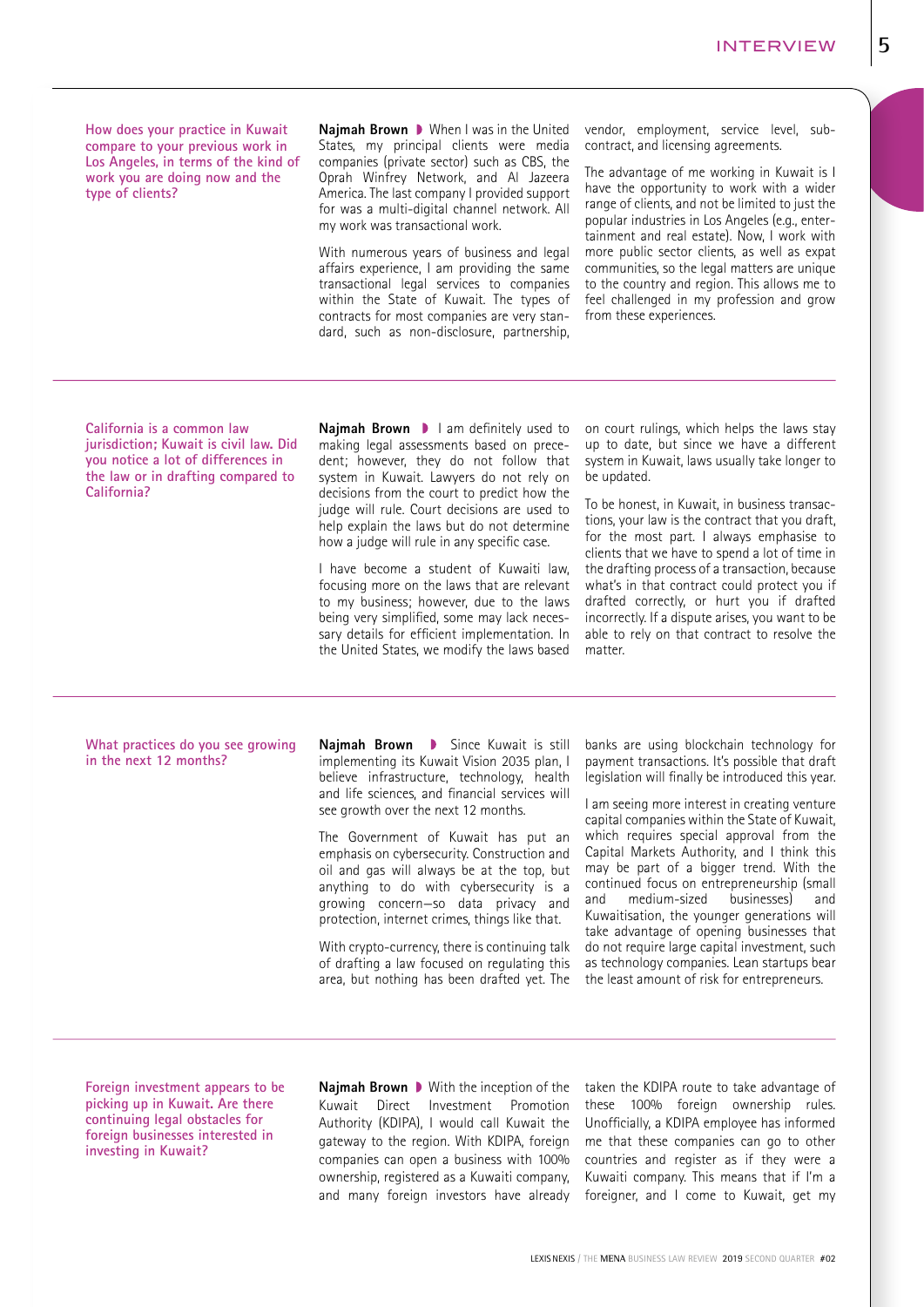**How does your practice in Kuwait compare to your previous work in Los Angeles, in terms of the kind of work you are doing now and the type of clients?**

**Najmah Brown** ◗ When I was in the United States, my principal clients were media companies (private sector) such as CBS, the Oprah Winfrey Network, and Al Jazeera America. The last company I provided support for was a multi-digital channel network. All my work was transactional work.

With numerous years of business and legal affairs experience, I am providing the same transactional legal services to companies within the State of Kuwait. The types of contracts for most companies are very standard, such as non-disclosure, partnership, vendor, employment, service level, sub-contract, and licensing agreements.

The advantage of me working in Kuwait is I have the opportunity to work with a wider range of clients, and not be limited to just the popular industries in Los Angeles (e.g., entertainment and real estate). Now, I work with more public sector clients, as well as expat communities, so the legal matters are unique to the country and region. This allows me to feel challenged in my profession and grow from these experiences.

**California is a common law jurisdiction; Kuwait is civil law. Did you notice a lot of differences in the law or in drafting compared to California?**

**Najmah Brown** ◗ I am definitely used to making legal assessments based on precedent; however, they do not follow that system in Kuwait. Lawyers do not rely on decisions from the court to predict how the judge will rule. Court decisions are used to help explain the laws but do not determine how a judge will rule in any specific case.

I have become a student of Kuwaiti law, focusing more on the laws that are relevant to my business; however, due to the laws being very simplified, some may lack necessary details for efficient implementation. In the United States, we modify the laws based on court rulings, which helps the laws stay up to date, but since we have a different system in Kuwait, laws usually take longer to be updated.

To be honest, in Kuwait, in business transactions, your law is the contract that you draft, for the most part. I always emphasise to clients that we have to spend a lot of time in the drafting process of a transaction, because what's in that contract could protect you if drafted correctly, or hurt you if drafted incorrectly. If a dispute arises, you want to be able to rely on that contract to resolve the matter.

**What practices do you see growing in the next 12 months?**

**Najmah Brown** ◗ Since Kuwait is still implementing its Kuwait Vision 2035 plan, I believe infrastructure, technology, health and life sciences, and financial services will see growth over the next 12 months.

The Government of Kuwait has put an emphasis on cybersecurity. Construction and oil and gas will always be at the top, but anything to do with cybersecurity is a growing concern—so data privacy and protection, internet crimes, things like that.

With crypto-currency, there is continuing talk of drafting a law focused on regulating this area, but nothing has been drafted yet. The banks are using blockchain technology for payment transactions. It's possible that draft legislation will finally be introduced this year.

I am seeing more interest in creating venture capital companies within the State of Kuwait, which requires special approval from the Capital Markets Authority, and I think this may be part of a bigger trend. With the continued focus on entrepreneurship (small and medium-sized businesses) and Kuwaitisation, the younger generations will take advantage of opening businesses that do not require large capital investment, such as technology companies. Lean startups bear the least amount of risk for entrepreneurs.

**Foreign investment appears to be picking up in Kuwait. Are there continuing legal obstacles for foreign businesses interested in investing in Kuwait?**

**Najmah Brown** ◗ With the inception of the Kuwait Direct Investment Promotion Authority (KDIPA), I would call Kuwait the gateway to the region. With KDIPA, foreign companies can open a business with 100% ownership, registered as a Kuwaiti company, and many foreign investors have already taken the KDIPA route to take advantage of these 100% foreign ownership rules. Unofficially, a KDIPA employee has informed me that these companies can go to other countries and register as if they were a Kuwaiti company. This means that if I'm a foreigner, and I come to Kuwait, get my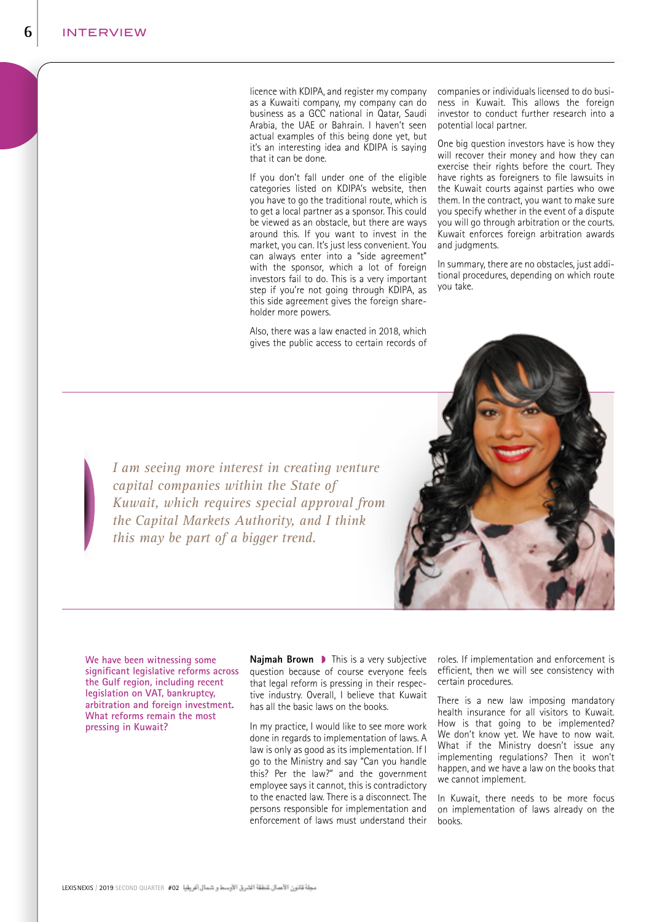licence with KDIPA, and register my company as a Kuwaiti company, my company can do business as a GCC national in Qatar, Saudi Arabia, the UAE or Bahrain. I haven't seen actual examples of this being done yet, but it's an interesting idea and KDIPA is saying that it can be done.

If you don't fall under one of the eligible categories listed on KDIPA's website, then you have to go the traditional route, which is to get a local partner as a sponsor. This could be viewed as an obstacle, but there are ways around this. If you want to invest in the market, you can. It's just less convenient. You can always enter into a "side agreement" with the sponsor, which a lot of foreign investors fail to do. This is a very important step if you're not going through KDIPA, as this side agreement gives the foreign shareholder more powers.

Also, there was a law enacted in 2018, which gives the public access to certain records of companies or individuals licensed to do business in Kuwait. This allows the foreign investor to conduct further research into a potential local partner.

One big question investors have is how they will recover their money and how they can exercise their rights before the court. They have rights as foreigners to file lawsuits in the Kuwait courts against parties who owe them. In the contract, you want to make sure you specify whether in the event of a dispute you will go through arbitration or the courts. Kuwait enforces foreign arbitration awards and judgments.

In summary, there are no obstacles, just additional procedures, depending on which route you take.

> *I am seeing more interest in creating venture capital companies within the State of Kuwait, which requires special approval from the Capital Markets Authority, and I think this may be part of a bigger trend.*

**We have been witnessing some significant legislative reforms across the Gulf region, including recent legislation on VAT, bankruptcy, arbitration and foreign investment. What reforms remain the most pressing in Kuwait?**

**Najmah Brown** ◗ This is a very subjective question because of course everyone feels that legal reform is pressing in their respective industry. Overall, I believe that Kuwait has all the basic laws on the books.

In my practice, I would like to see more work done in regards to implementation of laws. A law is only as good as its implementation. If I go to the Ministry and say "Can you handle this? Per the law?" and the government employee says it cannot, this is contradictory to the enacted law. There is a disconnect. The persons responsible for implementation and enforcement of laws must understand their roles. If implementation and enforcement is efficient, then we will see consistency with certain procedures.

There is a new law imposing mandatory health insurance for all visitors to Kuwait. How is that going to be implemented? We don't know yet. We have to now wait. What if the Ministry doesn't issue any implementing regulations? Then it won't happen, and we have a law on the books that we cannot implement.

In Kuwait, there needs to be more focus on implementation of laws already on the books.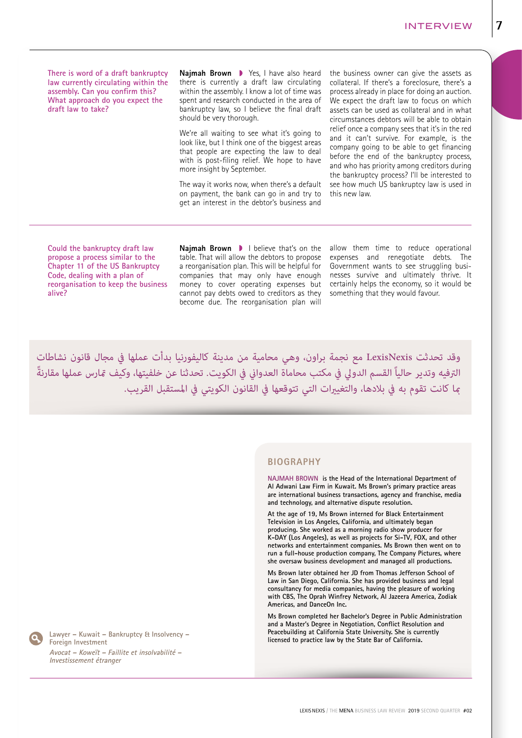**There is word of a draft bankruptcy law currently circulating within the assembly. Can you confirm this? What approach do you expect the draft law to take?**

**Najmah Brown** ◗ Yes, I have also heard there is currently a draft law circulating within the assembly. I know a lot of time was spent and research conducted in the area of bankruptcy law, so I believe the final draft should be very thorough.

We're all waiting to see what it's going to look like, but I think one of the biggest areas that people are expecting the law to deal with is post-filing relief. We hope to have more insight by September.

The way it works now, when there's a default on payment, the bank can go in and try to get an interest in the debtor's business and the business owner can give the assets as collateral. If there's a foreclosure, there's a process already in place for doing an auction. We expect the draft law to focus on which assets can be used as collateral and in what circumstances debtors will be able to obtain relief once a company sees that it's in the red and it can't survive. For example, is the company going to be able to get financing before the end of the bankruptcy process, and who has priority among creditors during the bankruptcy process? I'll be interested to see how much US bankruptcy law is used in this new law.

**Could the bankruptcy draft law propose a process similar to the Chapter 11 of the US Bankruptcy Code, dealing with a plan of reorganisation to keep the business alive?**

**Najmah Brown** ◗ I believe that's on the table. That will allow the debtors to propose a reorganisation plan. This will be helpful for companies that may only have enough money to cover operating expenses but cannot pay debts owed to creditors as they become due. The reorganisation plan will allow them time to reduce operational expenses and renegotiate debts. The Government wants to see struggling businesses survive and ultimately thrive. It certainly helps the economy, so it would be something that they would favour.

وقد تحدثت LexisNexis مع نجمة براون، وهي محامية من مدينة كاليفورنيا بدأت عملها في مجال قانون نشاطات الترفيه وتدير حالياً القسم الدولي في مكتب محاماة العدواني في الكويت. تحدثنا عن خلفيتها، وكيف تمارس عملها مقارنةً بما كانت تقوم به في بلادها، والتغييرات التي تتوقعها في القانون الكويتي في المستقبل القريب.

## BIOGRAPHY

**NAJMAH BROWN is the Head of the International Department of Al Adwani Law Firm in Kuwait. Ms Brown's primary practice areas are international business transactions, agency and franchise, media and technology, and alternative dispute resolution.**

**At the age of 19, Ms Brown interned for Black Entertainment Television in Los Angeles, California, and ultimately began producing. She worked as a morning radio show producer for K-DAY (Los Angeles), as well as projects for Si-TV, FOX, and other networks and entertainment companies. Ms Brown then went on to run a full-house production company, The Company Pictures, where she oversaw business development and managed all productions.**

**Ms Brown later obtained her JD from Thomas Jefferson School of Law in San Diego, California. She has provided business and legal consultancy for media companies, having the pleasure of working with CBS, The Oprah Winfrey Network, Al Jazeera America, Zodiak Americas, and DanceOn Inc.**

**Ms Brown completed her Bachelor's Degree in Public Administration and a Master's Degree in Negotiation, Conflict Resolution and Peacebuilding at California State University. She is currently licensed to practice law by the State Bar of California.**

Lawyer – Kuwait – Bankruptcy & Insolvency – Foreign Investment

*Avocat – Koweït – Faillite et insolvabilité – Investissement étranger*